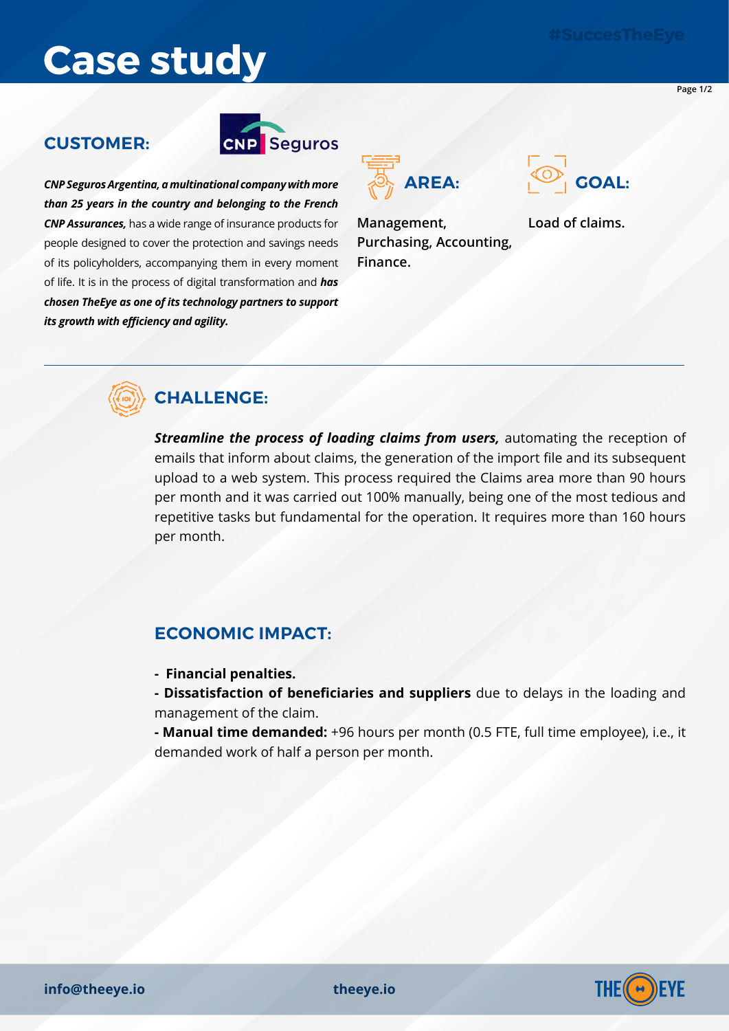# Case study

#SuccesTheEye

## CUSTOMER:

CNP Seguros

***CNP Seguros Argentina, a multinational company with more than 25 years in the country and belonging to the French CNP Assurances,*** has a wide range of insurance products for people designed to cover the protection and savings needs of its policyholders, accompanying them in every moment of life. It is in the process of digital transformation and ***has chosen TheEye as one of its technology partners to support its growth with efficiency and agility.***

## AREA:

Management, Purchasing, Accounting, Finance.

## GOAL:

Load of claims.

## CHALLENGE:

***Streamline the process of loading claims from users,*** automating the reception of emails that inform about claims, the generation of the import file and its subsequent upload to a web system. This process required the Claims area more than 90 hours per month and it was carried out 100% manually, being one of the most tedious and repetitive tasks but fundamental for the operation. It requires more than 160 hours per month.

## ECONOMIC IMPACT:

- **Financial penalties.**
- **Dissatisfaction of beneficiaries and suppliers** due to delays in the loading and management of the claim.
- **Manual time demanded:** +96 hours per month (0.5 FTE, full time employee), i.e., it demanded work of half a person per month.

info@theeye.io theeye.io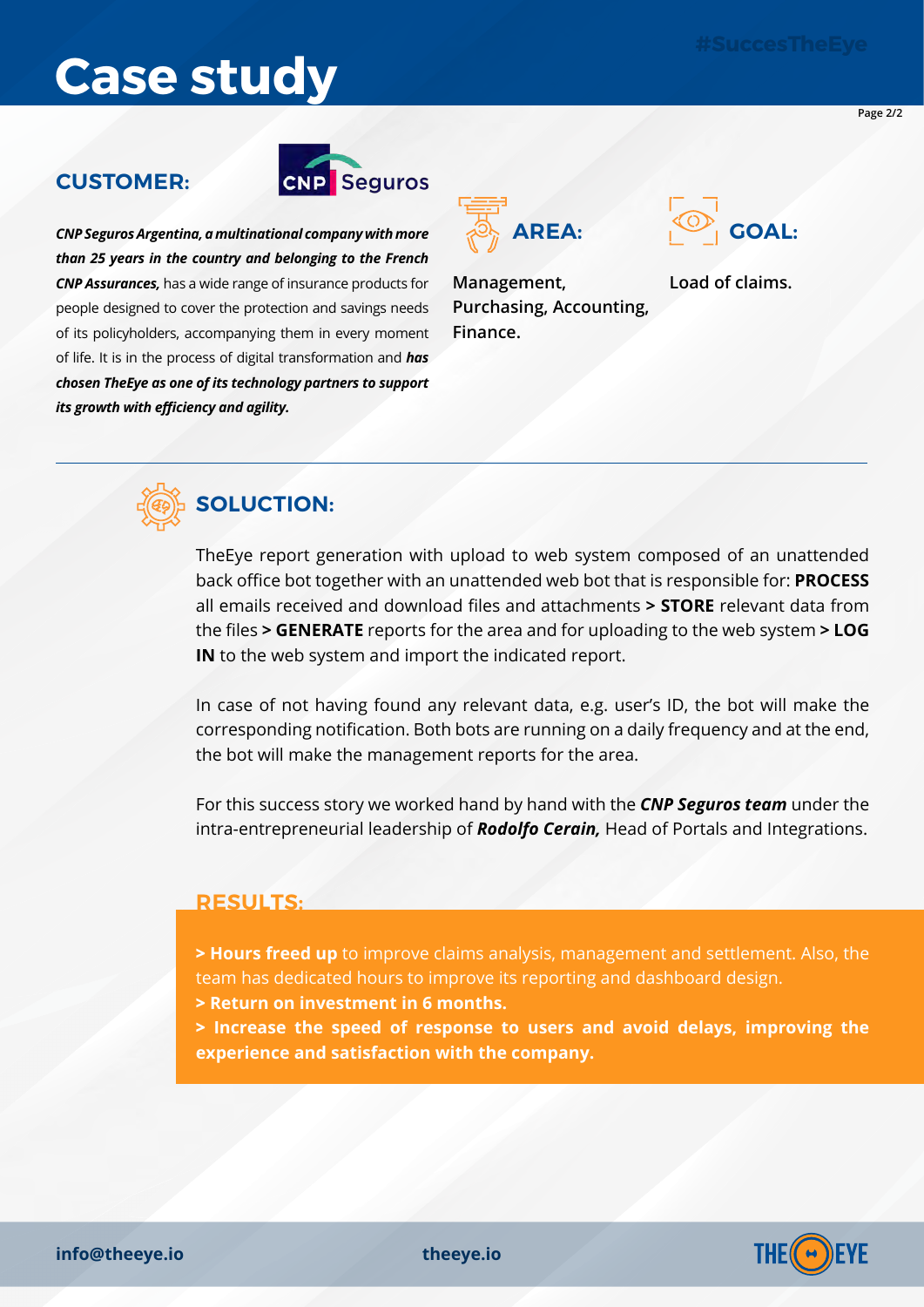# Case study

#SuccesTheEye

## CUSTOMER:

***CNP Seguros Argentina, a multinational company with more than 25 years in the country and belonging to the French CNP Assurances,*** has a wide range of insurance products for people designed to cover the protection and savings needs of its policyholders, accompanying them in every moment of life. It is in the process of digital transformation and ***has chosen TheEye as one of its technology partners to support its growth with efficiency and agility.***

## AREA:

Management, Purchasing, Accounting, Finance.

## GOAL:

Load of claims.

---

## SOLUCTION:

TheEye report generation with upload to web system composed of an unattended back office bot together with an unattended web bot that is responsible for: **PROCESS** all emails received and download files and attachments **> STORE** relevant data from the files **> GENERATE** reports for the area and for uploading to the web system **> LOG IN** to the web system and import the indicated report.

In case of not having found any relevant data, e.g. user's ID, the bot will make the corresponding notification. Both bots are running on a daily frequency and at the end, the bot will make the management reports for the area.

For this success story we worked hand by hand with the ***CNP Seguros team*** under the intra-entrepreneurial leadership of ***Rodolfo Cerain,*** Head of Portals and Integrations.

## RESULTS:

**> Hours freed up** to improve claims analysis, management and settlement. Also, the team has dedicated hours to improve its reporting and dashboard design.

**> Return on investment in 6 months.**

**> Increase the speed of response to users and avoid delays, improving the experience and satisfaction with the company.**

info@theeye.io

theeye.io